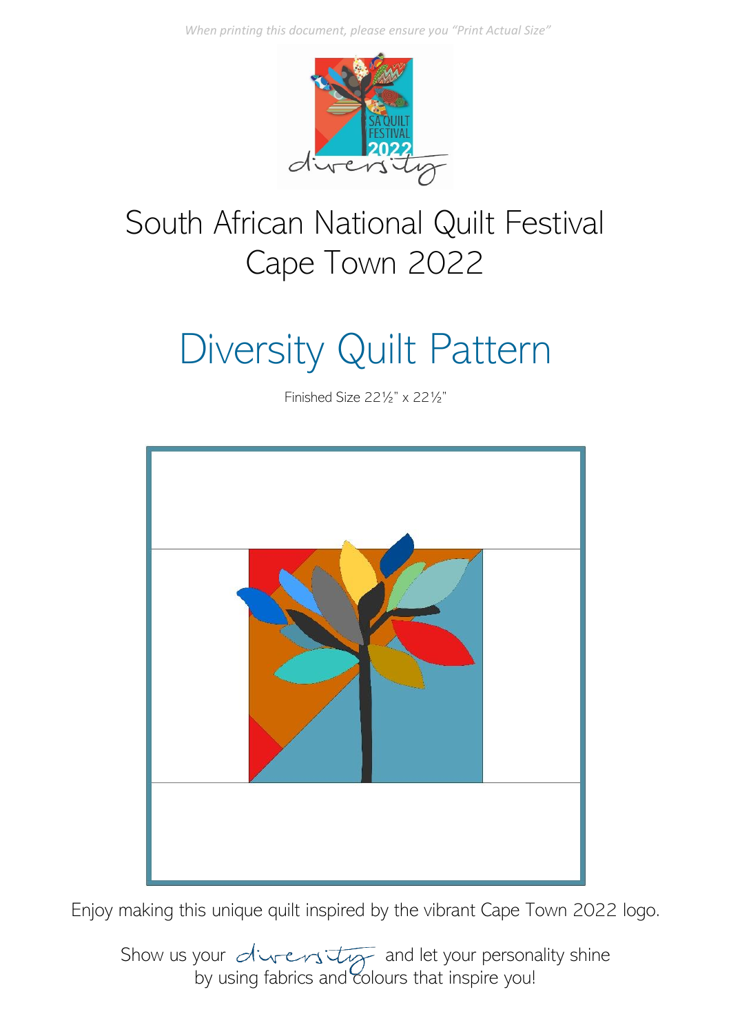*When printing this document, please ensure you "Print Actual Size"*

# South African National Quilt Festival Cape Town 2022

## Diversity Quilt Pattern

Finished Size 22½" x 22½"

Enjoy making this unique quilt inspired by the vibrant Cape Town 2022 logo.

Show us your *diversity* and let your personality shine by using fabrics and colours that inspire you!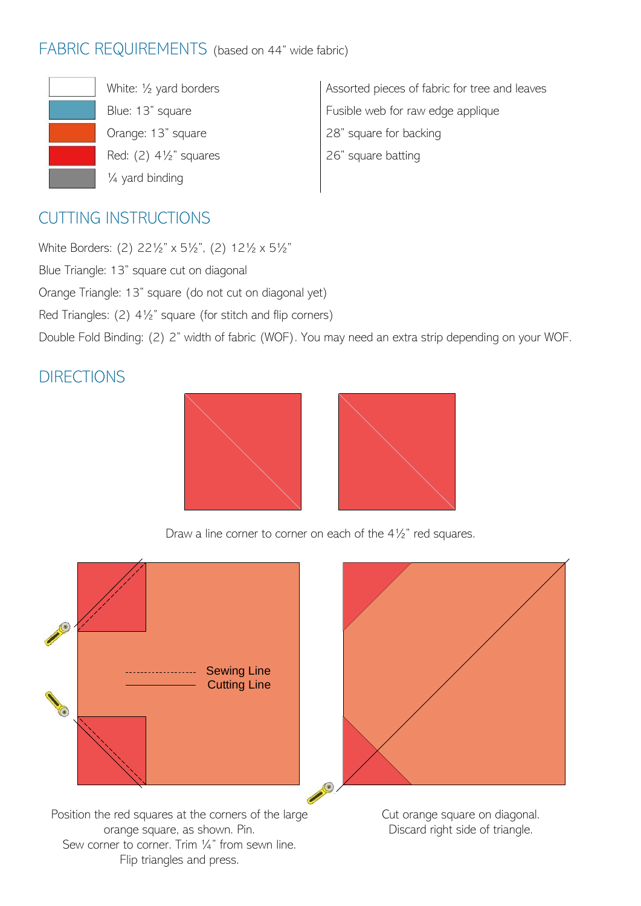## FABRIC REQUIREMENTS (based on 44" wide fabric)

- White: ½ yard borders
- Blue: 13" square
- Orange: 13" square
- Red: (2) 4½" squares
- ¼ yard binding

- Assorted pieces of fabric for tree and leaves
- Fusible web for raw edge applique
- 28" square for backing
- 26" square batting

## CUTTING INSTRUCTIONS

White Borders: (2) 22½" x 5½", (2) 12½ x 5½"

Blue Triangle: 13" square cut on diagonal

Orange Triangle: 13" square (do not cut on diagonal yet)

Red Triangles: (2) 4½" square (for stitch and flip corners)

Double Fold Binding: (2) 2" width of fabric (WOF). You may need an extra strip depending on your WOF.

## DIRECTIONS

Draw a line corner to corner on each of the 4½" red squares.

Sewing Line
Cutting Line

Position the red squares at the corners of the large orange square, as shown. Pin.
Sew corner to corner. Trim ¼" from sewn line.
Flip triangles and press.

Cut orange square on diagonal.
Discard right side of triangle.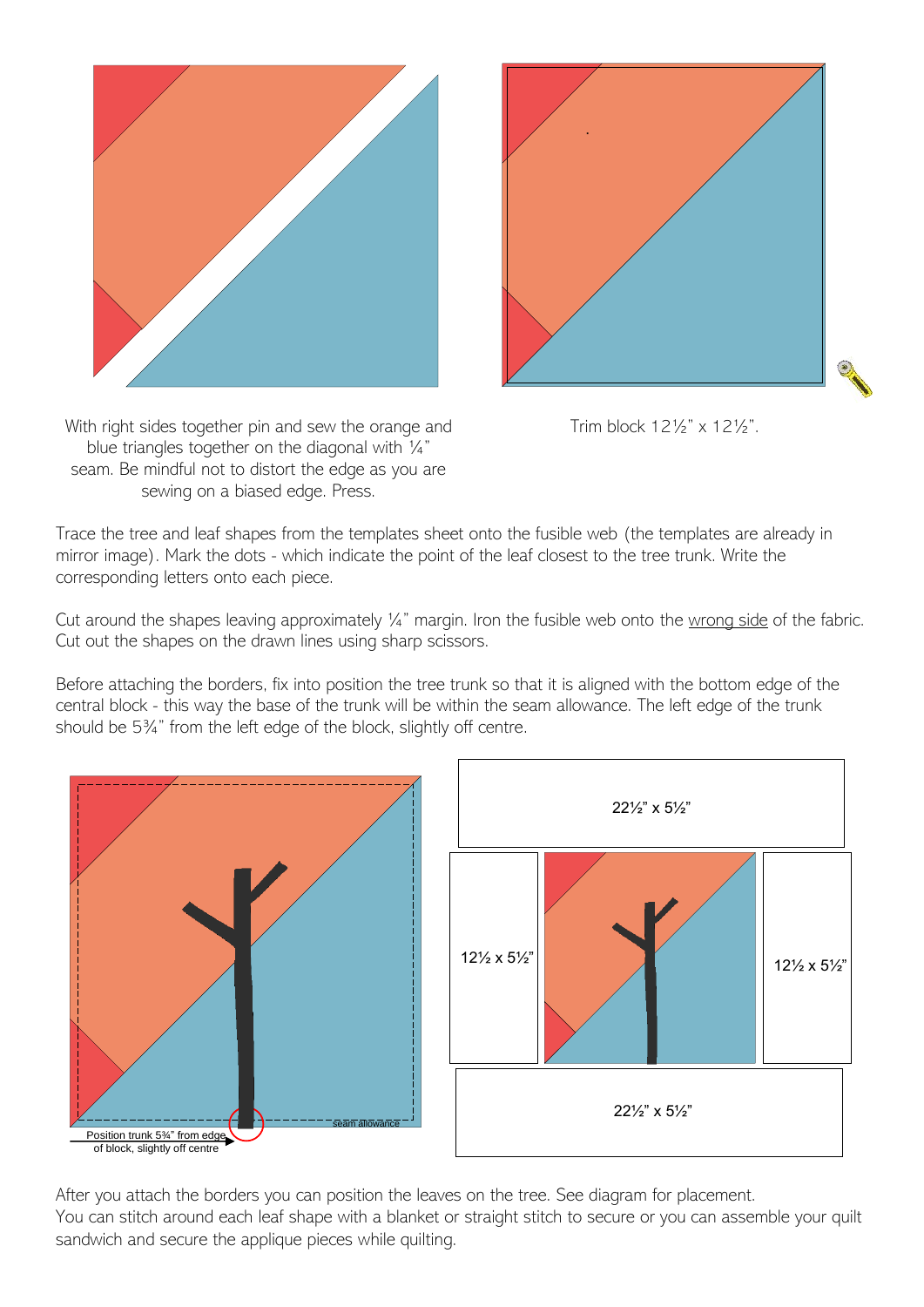With right sides together pin and sew the orange and blue triangles together on the diagonal with ¼" seam. Be mindful not to distort the edge as you are sewing on a biased edge. Press.

Trim block 12½" x 12½".

Trace the tree and leaf shapes from the templates sheet onto the fusible web (the templates are already in mirror image). Mark the dots - which indicate the point of the leaf closest to the tree trunk. Write the corresponding letters onto each piece.

Cut around the shapes leaving approximately ¼" margin. Iron the fusible web onto the wrong side of the fabric. Cut out the shapes on the drawn lines using sharp scissors.

Before attaching the borders, fix into position the tree trunk so that it is aligned with the bottom edge of the central block - this way the base of the trunk will be within the seam allowance. The left edge of the trunk should be 5¾" from the left edge of the block, slightly off centre.

seam allowance

Position trunk 5¾" from edge of block, slightly off centre

22½" x 5½"

12½ x 5½"

12½ x 5½"

22½" x 5½"

After you attach the borders you can position the leaves on the tree. See diagram for placement.
You can stitch around each leaf shape with a blanket or straight stitch to secure or you can assemble your quilt sandwich and secure the applique pieces while quilting.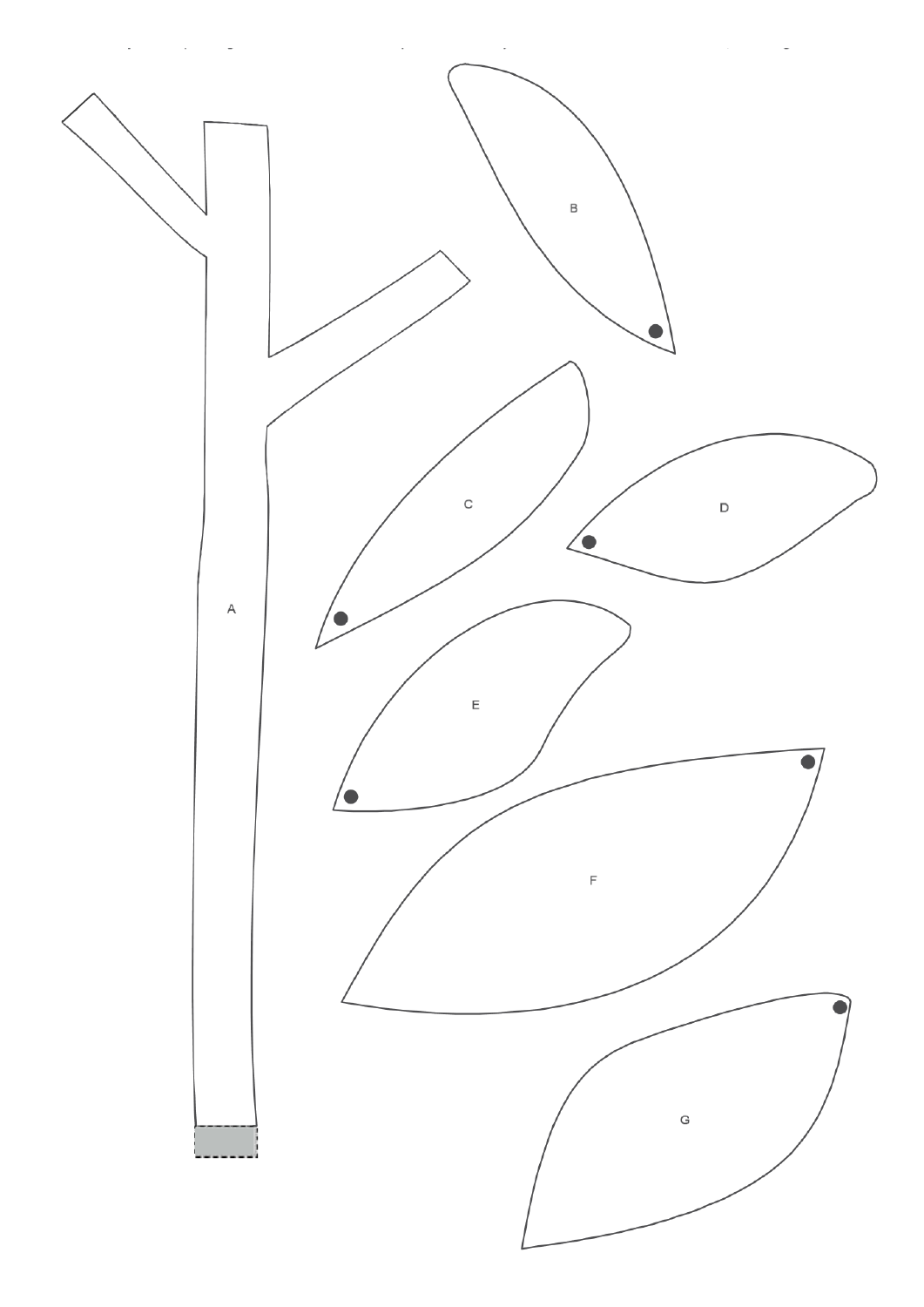B

C

D

A

E

F

G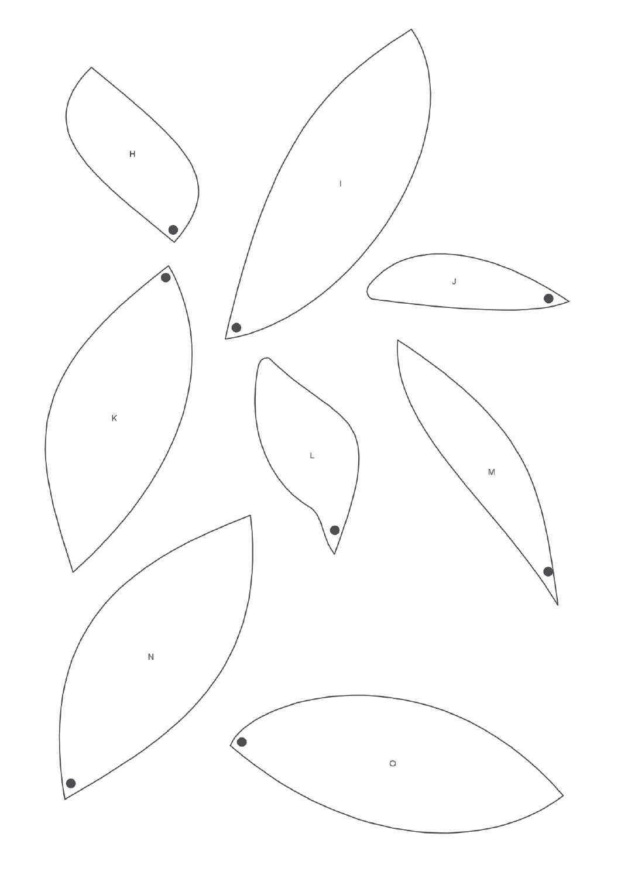H

I

J

K

L

M

N

O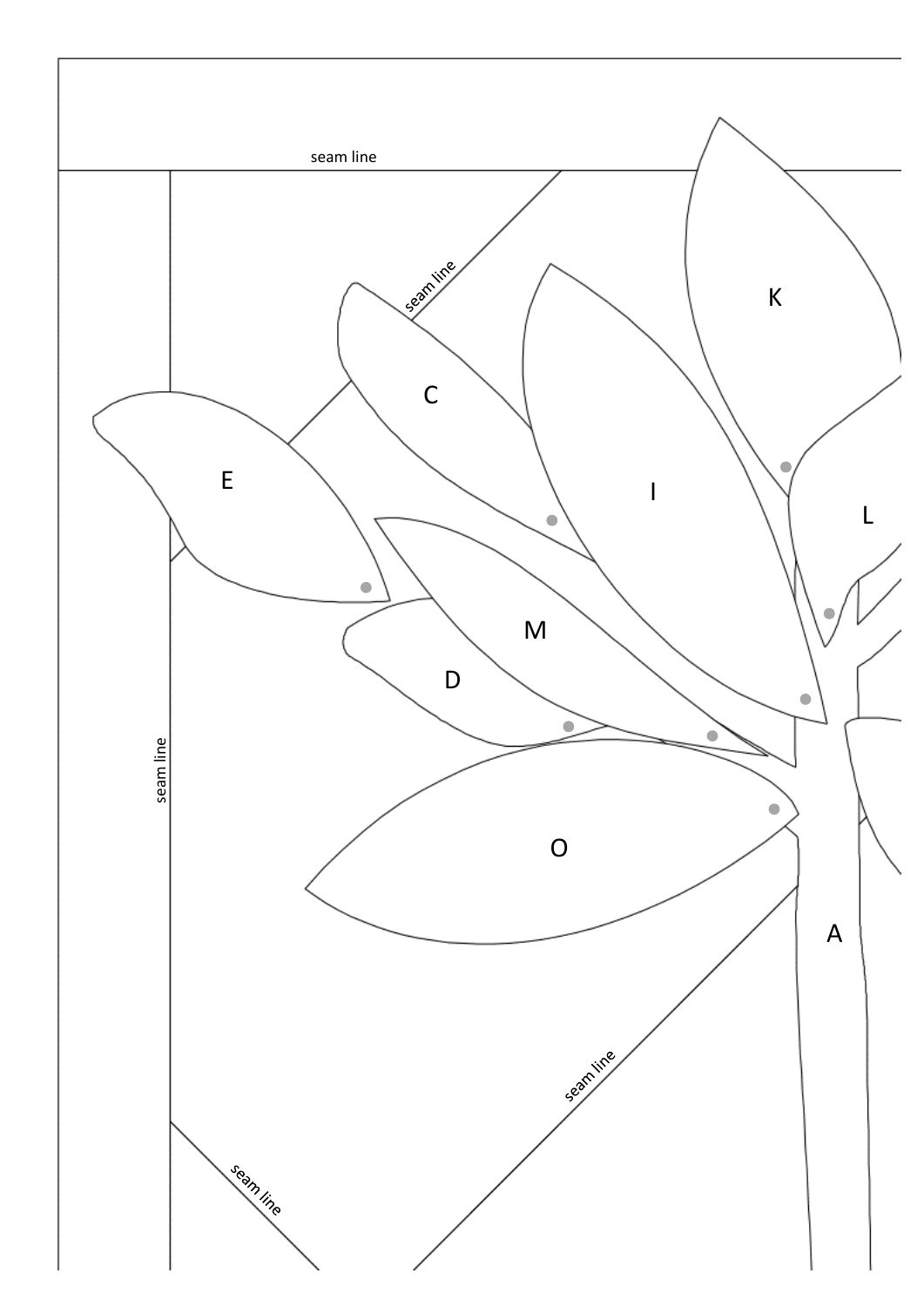seam line

seam line

K

C

E

I

L

M

D

seam line

O

A

seam line

seam line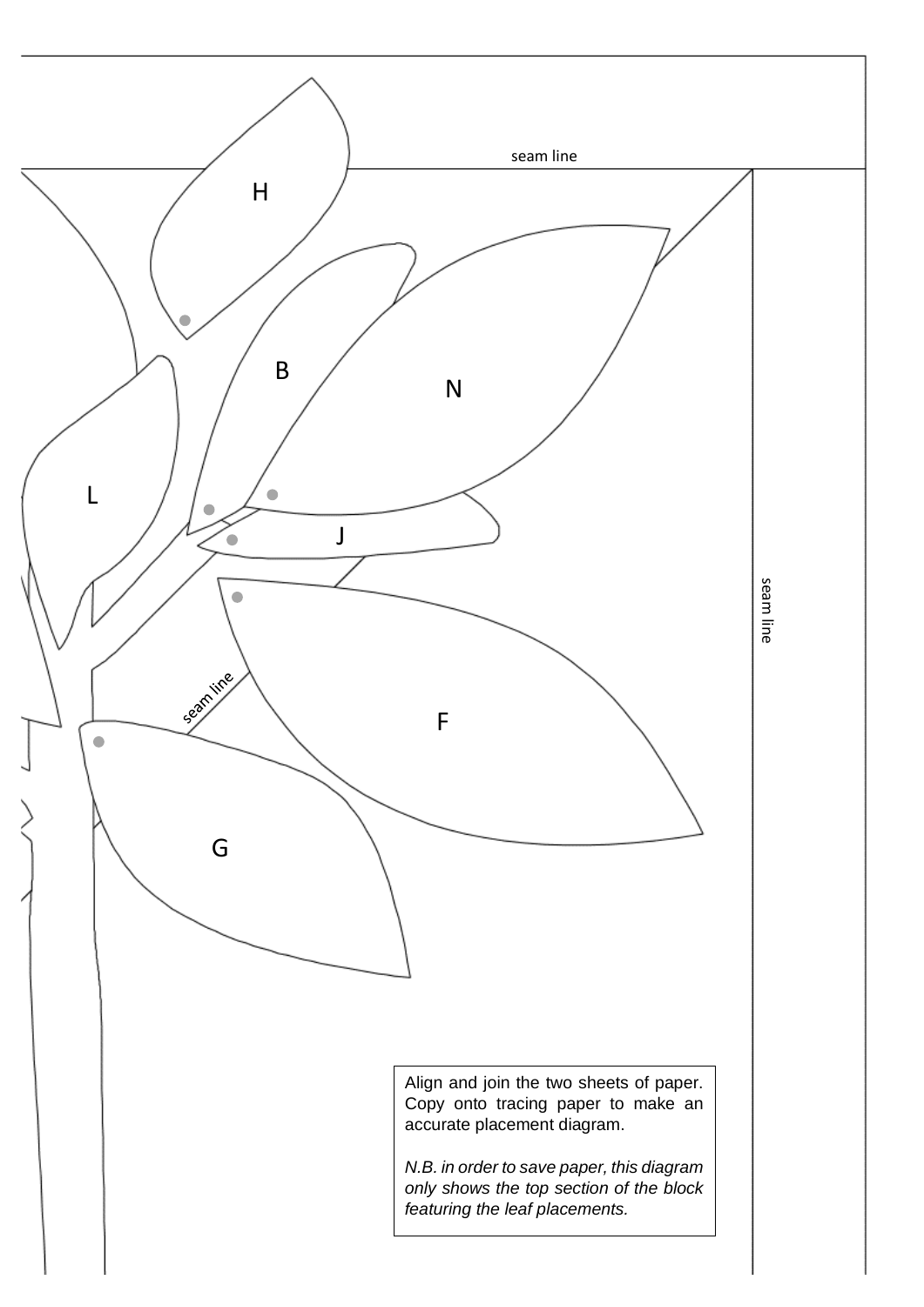seam line

H

B

N

L

J

seam line

seam line

F

G

Align and join the two sheets of paper. Copy onto tracing paper to make an accurate placement diagram.

*N.B. in order to save paper, this diagram only shows the top section of the block featuring the leaf placements.*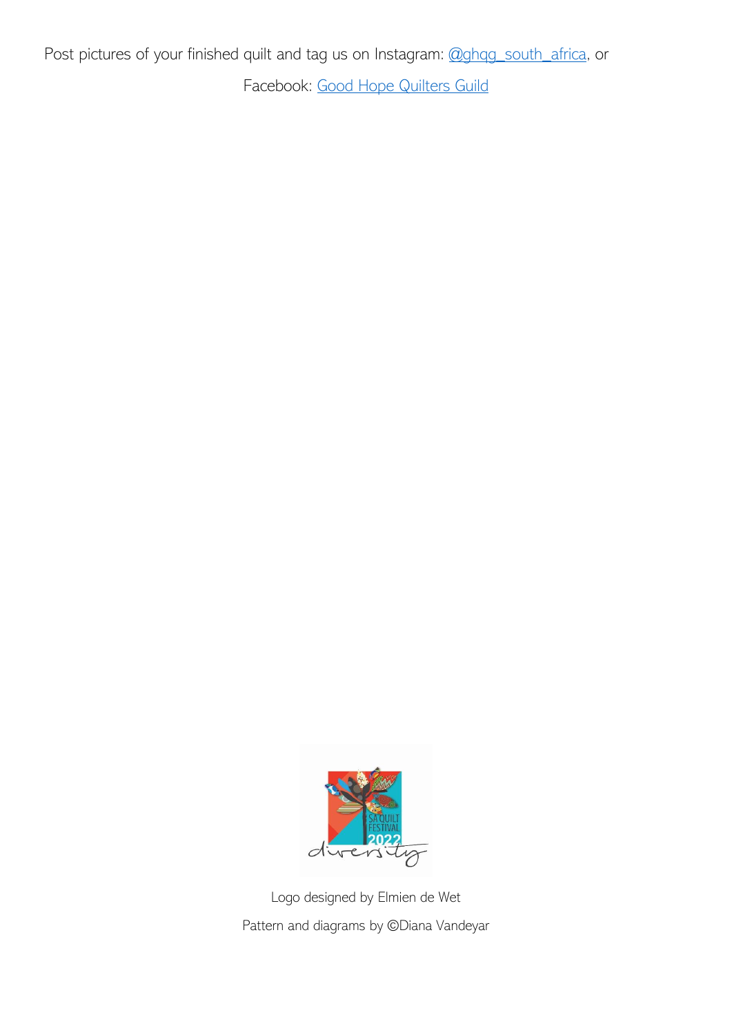Post pictures of your finished quilt and tag us on Instagram: @ghqg_south_africa, or

Facebook: Good Hope Quilters Guild

Logo designed by Elmien de Wet

Pattern and diagrams by ©Diana Vandeyar